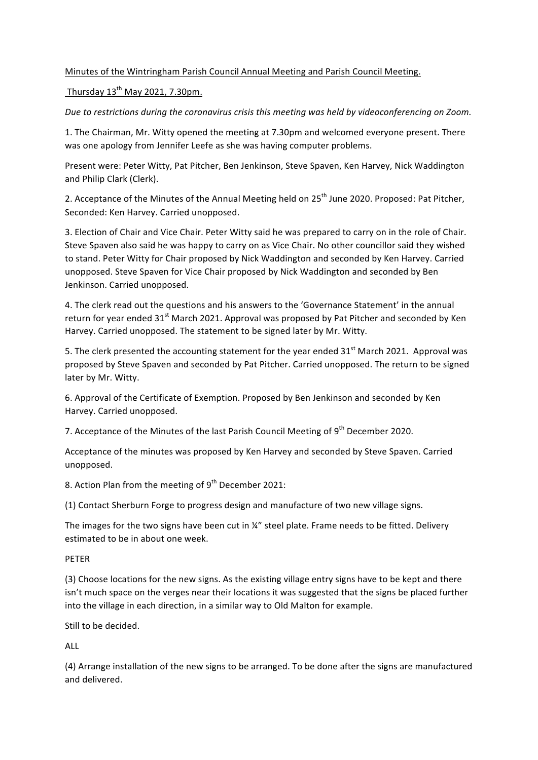Minutes of the Wintringham Parish Council Annual Meeting and Parish Council Meeting.

Thursday 13th May 2021, 7.30pm.

*Due to restrictions during the coronavirus crisis this meeting was held by videoconferencing on Zoom.*

1. The Chairman, Mr. Witty opened the meeting at 7.30pm and welcomed everyone present. There was one apology from Jennifer Leefe as she was having computer problems.

Present were: Peter Witty, Pat Pitcher, Ben Jenkinson, Steve Spaven, Ken Harvey, Nick Waddington and Philip Clark (Clerk).

2. Acceptance of the Minutes of the Annual Meeting held on 25th June 2020. Proposed: Pat Pitcher, Seconded: Ken Harvey. Carried unopposed.

3. Election of Chair and Vice Chair. Peter Witty said he was prepared to carry on in the role of Chair. Steve Spaven also said he was happy to carry on as Vice Chair. No other councillor said they wished to stand. Peter Witty for Chair proposed by Nick Waddington and seconded by Ken Harvey. Carried unopposed. Steve Spaven for Vice Chair proposed by Nick Waddington and seconded by Ben Jenkinson. Carried unopposed.

4. The clerk read out the questions and his answers to the 'Governance Statement' in the annual return for year ended 31st March 2021. Approval was proposed by Pat Pitcher and seconded by Ken Harvey. Carried unopposed. The statement to be signed later by Mr. Witty.

5. The clerk presented the accounting statement for the year ended 31st March 2021. Approval was proposed by Steve Spaven and seconded by Pat Pitcher. Carried unopposed. The return to be signed later by Mr. Witty.

6. Approval of the Certificate of Exemption. Proposed by Ben Jenkinson and seconded by Ken Harvey. Carried unopposed.

7. Acceptance of the Minutes of the last Parish Council Meeting of 9th December 2020.

Acceptance of the minutes was proposed by Ken Harvey and seconded by Steve Spaven. Carried unopposed.

8. Action Plan from the meeting of 9th December 2021:

(1) Contact Sherburn Forge to progress design and manufacture of two new village signs.

The images for the two signs have been cut in ¼" steel plate. Frame needs to be fitted. Delivery estimated to be in about one week.

PETER

(3) Choose locations for the new signs. As the existing village entry signs have to be kept and there isn't much space on the verges near their locations it was suggested that the signs be placed further into the village in each direction, in a similar way to Old Malton for example.

Still to be decided.

ALL

(4) Arrange installation of the new signs to be arranged. To be done after the signs are manufactured and delivered.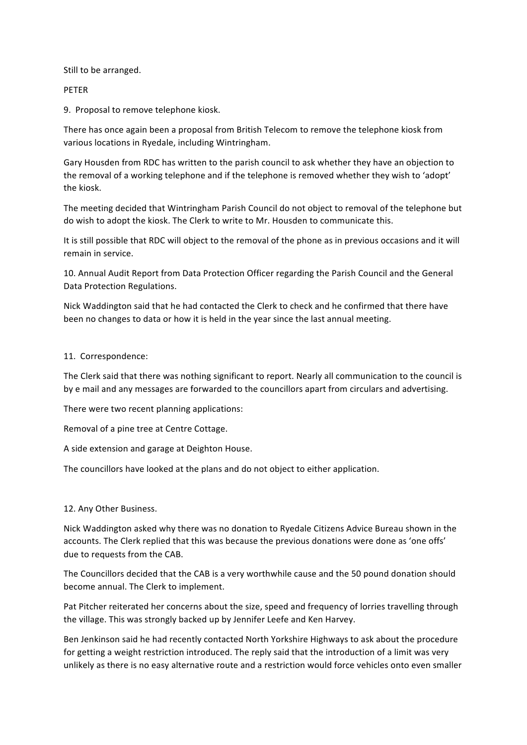Still to be arranged.

PETER

9. Proposal to remove telephone kiosk.

There has once again been a proposal from British Telecom to remove the telephone kiosk from various locations in Ryedale, including Wintringham.

Gary Housden from RDC has written to the parish council to ask whether they have an objection to the removal of a working telephone and if the telephone is removed whether they wish to 'adopt' the kiosk.

The meeting decided that Wintringham Parish Council do not object to removal of the telephone but do wish to adopt the kiosk. The Clerk to write to Mr. Housden to communicate this.

It is still possible that RDC will object to the removal of the phone as in previous occasions and it will remain in service.

10. Annual Audit Report from Data Protection Officer regarding the Parish Council and the General Data Protection Regulations.

Nick Waddington said that he had contacted the Clerk to check and he confirmed that there have been no changes to data or how it is held in the year since the last annual meeting.

11. Correspondence:

The Clerk said that there was nothing significant to report. Nearly all communication to the council is by e mail and any messages are forwarded to the councillors apart from circulars and advertising.

There were two recent planning applications:

Removal of a pine tree at Centre Cottage.

A side extension and garage at Deighton House.

The councillors have looked at the plans and do not object to either application.

12. Any Other Business.

Nick Waddington asked why there was no donation to Ryedale Citizens Advice Bureau shown in the accounts. The Clerk replied that this was because the previous donations were done as 'one offs' due to requests from the CAB.

The Councillors decided that the CAB is a very worthwhile cause and the 50 pound donation should become annual. The Clerk to implement.

Pat Pitcher reiterated her concerns about the size, speed and frequency of lorries travelling through the village. This was strongly backed up by Jennifer Leefe and Ken Harvey.

Ben Jenkinson said he had recently contacted North Yorkshire Highways to ask about the procedure for getting a weight restriction introduced. The reply said that the introduction of a limit was very unlikely as there is no easy alternative route and a restriction would force vehicles onto even smaller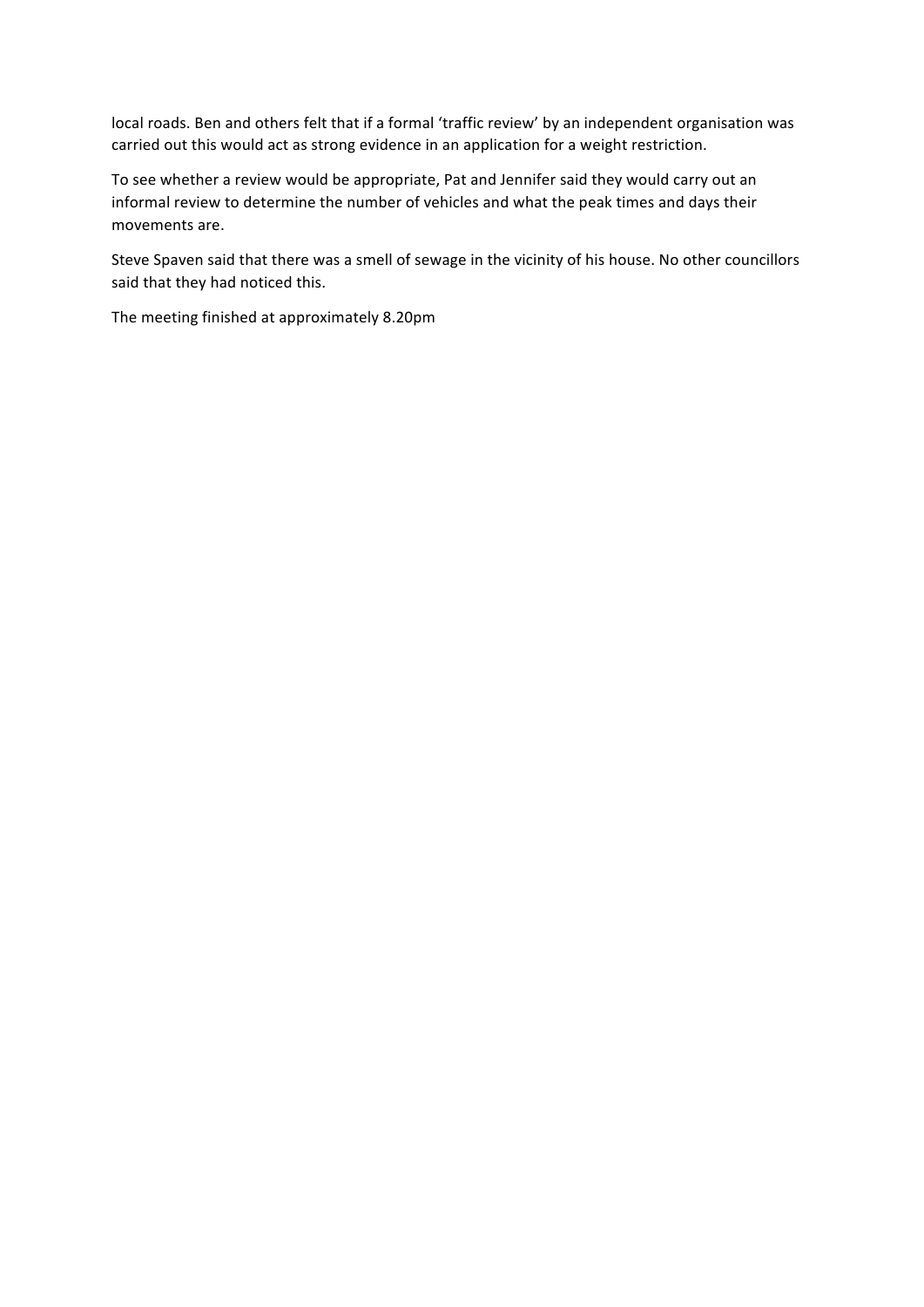local roads. Ben and others felt that if a formal 'traffic review' by an independent organisation was carried out this would act as strong evidence in an application for a weight restriction.

To see whether a review would be appropriate, Pat and Jennifer said they would carry out an informal review to determine the number of vehicles and what the peak times and days their movements are.

Steve Spaven said that there was a smell of sewage in the vicinity of his house. No other councillors said that they had noticed this.

The meeting finished at approximately 8.20pm